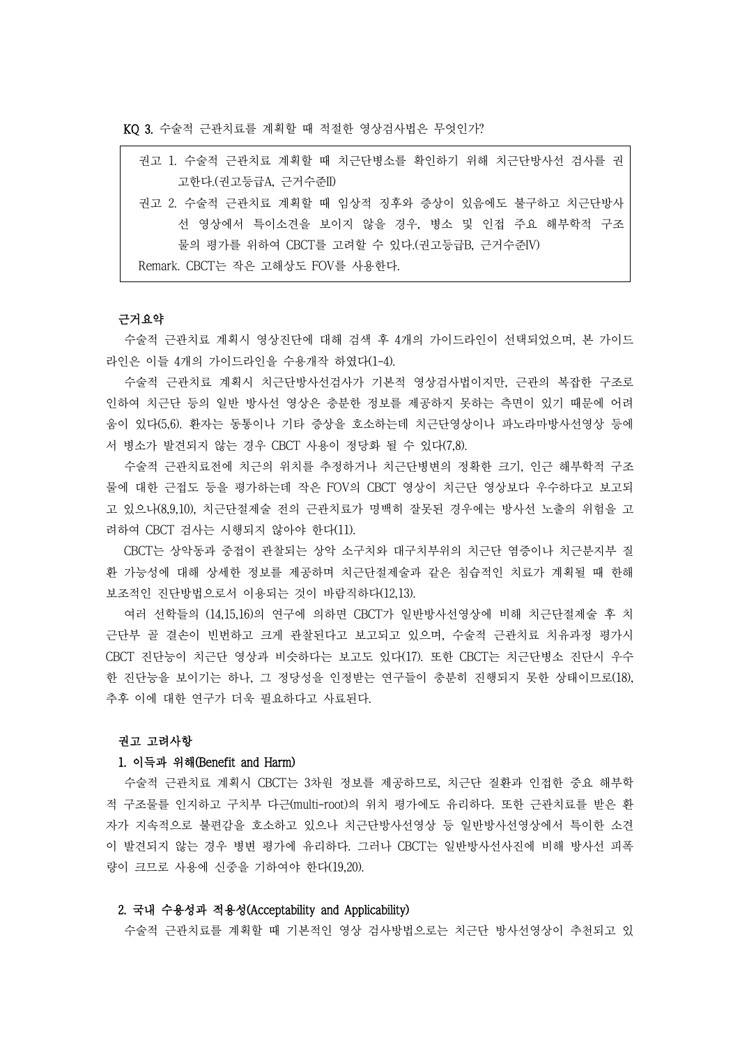KQ 3. 수술적 근관치료를 계획할 때 적절한 영상검사법은 무엇인가?

> 권고 1. 수술적 근관치료 계획할 때 치근단병소를 확인하기 위해 치근단방사선 검사를 권고한다.(권고등급A, 근거수준II)
>
> 권고 2. 수술적 근관치료 계획할 때 임상적 징후와 증상이 있음에도 불구하고 치근단방사선 영상에서 특이소견을 보이지 않을 경우, 병소 및 인접 주요 해부학적 구조물의 평가를 위하여 CBCT를 고려할 수 있다.(권고등급B, 근거수준IV)
>
> Remark. CBCT는 작은 고해상도 FOV를 사용한다.

### 근거요약

수술적 근관치료 계획시 영상진단에 대해 검색 후 4개의 가이드라인이 선택되었으며, 본 가이드라인은 이들 4개의 가이드라인을 수용개작 하였다(1-4).

수술적 근관치료 계획시 치근단방사선검사가 기본적 영상검사법이지만, 근관의 복잡한 구조로 인하여 치근단 등의 일반 방사선 영상은 충분한 정보를 제공하지 못하는 측면이 있기 때문에 어려움이 있다(5,6). 환자는 동통이나 기타 증상을 호소하는데 치근단영상이나 파노라마방사선영상 등에서 병소가 발견되지 않는 경우 CBCT 사용이 정당화 될 수 있다(7,8).

수술적 근관치료전에 치근의 위치를 추정하거나 치근단병변의 정확한 크기, 인근 해부학적 구조물에 대한 근접도 등을 평가하는데 작은 FOV의 CBCT 영상이 치근단 영상보다 우수하다고 보고되고 있으나(8,9,10), 치근단절제술 전의 근관치료가 명백히 잘못된 경우에는 방사선 노출의 위험을 고려하여 CBCT 검사는 시행되지 않아야 한다(11).

CBCT는 상악동과 중첩이 관찰되는 상악 소구치와 대구치부위의 치근단 염증이나 치근분지부 질환 가능성에 대해 상세한 정보를 제공하며 치근단절제술과 같은 침습적인 치료가 계획될 때 한해 보조적인 진단방법으로서 이용되는 것이 바람직하다(12,13).

여러 선학들의 (14,15,16)의 연구에 의하면 CBCT가 일반방사선영상에 비해 치근단절제술 후 치근단부 골 결손이 빈번하고 크게 관찰된다고 보고되고 있으며, 수술적 근관치료 치유과정 평가시 CBCT 진단능이 치근단 영상과 비슷하다는 보고도 있다(17). 또한 CBCT는 치근단병소 진단시 우수한 진단능을 보이기는 하나, 그 정당성을 인정받는 연구들이 충분히 진행되지 못한 상태이므로(18), 추후 이에 대한 연구가 더욱 필요하다고 사료된다.

### 권고 고려사항

#### 1. 이득과 위해(Benefit and Harm)

수술적 근관치료 계획시 CBCT는 3차원 정보를 제공하므로, 치근단 질환과 인접한 중요 해부학적 구조물을 인지하고 구치부 다근(multi-root)의 위치 평가에도 유리하다. 또한 근관치료를 받은 환자가 지속적으로 불편감을 호소하고 있으나 치근단방사선영상 등 일반방사선영상에서 특이한 소견이 발견되지 않는 경우 병변 평가에 유리하다. 그러나 CBCT는 일반방사선사진에 비해 방사선 피폭량이 크므로 사용에 신중을 기하여야 한다(19,20).

#### 2. 국내 수용성과 적용성(Acceptability and Applicability)

수술적 근관치료를 계획할 때 기본적인 영상 검사방법으로는 치근단 방사선영상이 추천되고 있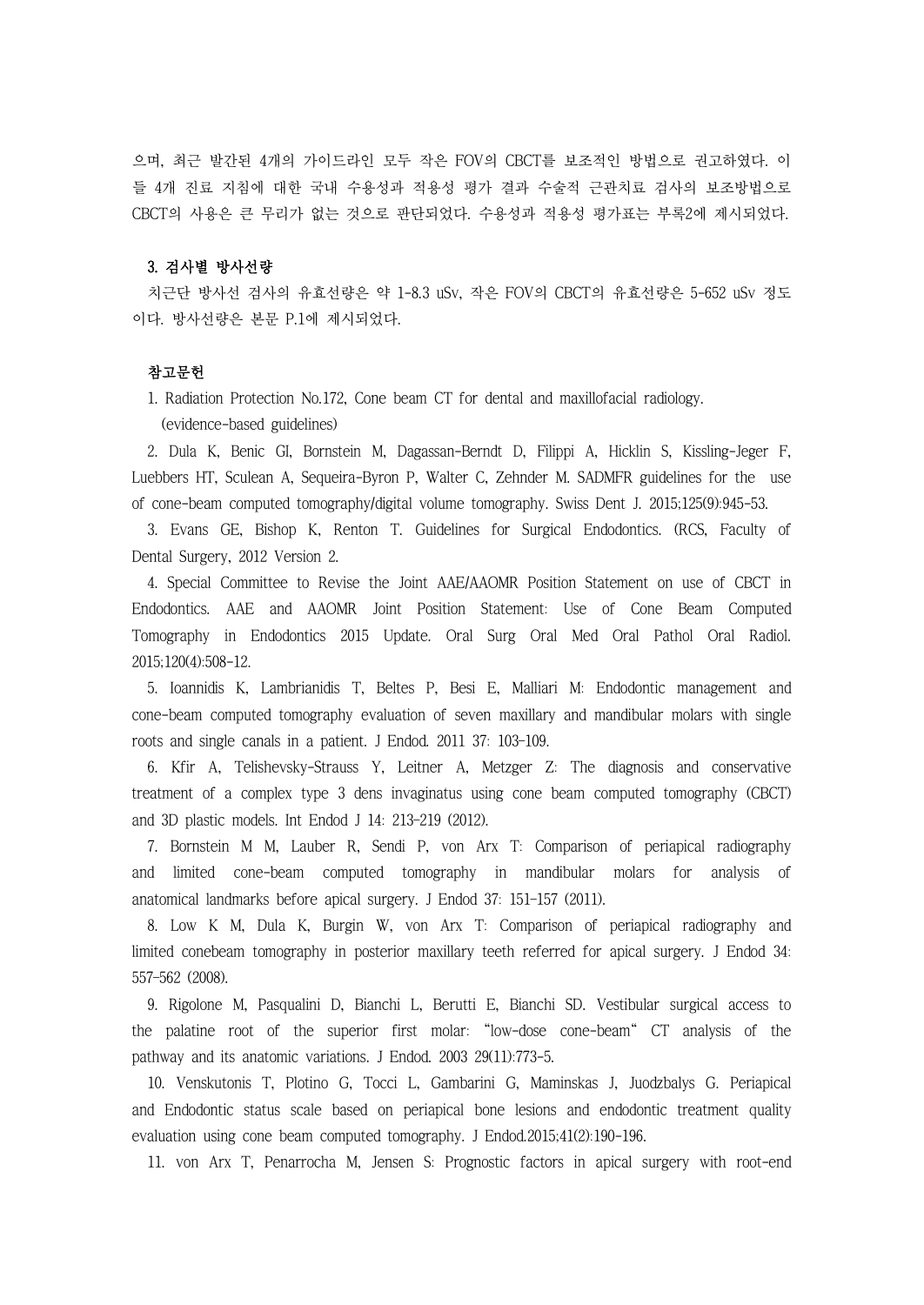으며, 최근 발간된 4개의 가이드라인 모두 작은 FOV의 CBCT를 보조적인 방법으로 권고하였다. 이들 4개 진료 지침에 대한 국내 수용성과 적용성 평가 결과 수술적 근관치료 검사의 보조방법으로 CBCT의 사용은 큰 무리가 없는 것으로 판단되었다. 수용성과 적용성 평가표는 부록2에 제시되었다.

### 3. 검사별 방사선량

치근단 방사선 검사의 유효선량은 약 1-8.3 uSv, 작은 FOV의 CBCT의 유효선량은 5-652 uSv 정도이다. 방사선량은 본문 P.1에 제시되었다.

### 참고문헌

1. Radiation Protection No.172, Cone beam CT for dental and maxillofacial radiology. (evidence-based guidelines)
2. Dula K, Benic GI, Bornstein M, Dagassan-Berndt D, Filippi A, Hicklin S, Kissling-Jeger F, Luebbers HT, Sculean A, Sequeira-Byron P, Walter C, Zehnder M. SADMFR guidelines for the use of cone-beam computed tomography/digital volume tomography. Swiss Dent J. 2015;125(9):945-53.
3. Evans GE, Bishop K, Renton T. Guidelines for Surgical Endodontics. (RCS, Faculty of Dental Surgery, 2012 Version 2.
4. Special Committee to Revise the Joint AAE/AAOMR Position Statement on use of CBCT in Endodontics. AAE and AAOMR Joint Position Statement: Use of Cone Beam Computed Tomography in Endodontics 2015 Update. Oral Surg Oral Med Oral Pathol Oral Radiol. 2015;120(4):508-12.
5. Ioannidis K, Lambrianidis T, Beltes P, Besi E, Malliari M: Endodontic management and cone-beam computed tomography evaluation of seven maxillary and mandibular molars with single roots and single canals in a patient. J Endod. 2011 37: 103-109.
6. Kfir A, Telishevsky-Strauss Y, Leitner A, Metzger Z: The diagnosis and conservative treatment of a complex type 3 dens invaginatus using cone beam computed tomography (CBCT) and 3D plastic models. Int Endod J 14: 213-219 (2012).
7. Bornstein M M, Lauber R, Sendi P, von Arx T: Comparison of periapical radiography and limited cone-beam computed tomography in mandibular molars for analysis of anatomical landmarks before apical surgery. J Endod 37: 151-157 (2011).
8. Low K M, Dula K, Burgin W, von Arx T: Comparison of periapical radiography and limited conebeam tomography in posterior maxillary teeth referred for apical surgery. J Endod 34: 557-562 (2008).
9. Rigolone M, Pasqualini D, Bianchi L, Berutti E, Bianchi SD. Vestibular surgical access to the palatine root of the superior first molar: "low-dose cone-beam" CT analysis of the pathway and its anatomic variations. J Endod. 2003 29(11):773-5.
10. Venskutonis T, Plotino G, Tocci L, Gambarini G, Maminskas J, Juodzbalys G. Periapical and Endodontic status scale based on periapical bone lesions and endodontic treatment quality evaluation using cone beam computed tomography. J Endod.2015;41(2):190-196.
11. von Arx T, Penarrocha M, Jensen S: Prognostic factors in apical surgery with root-end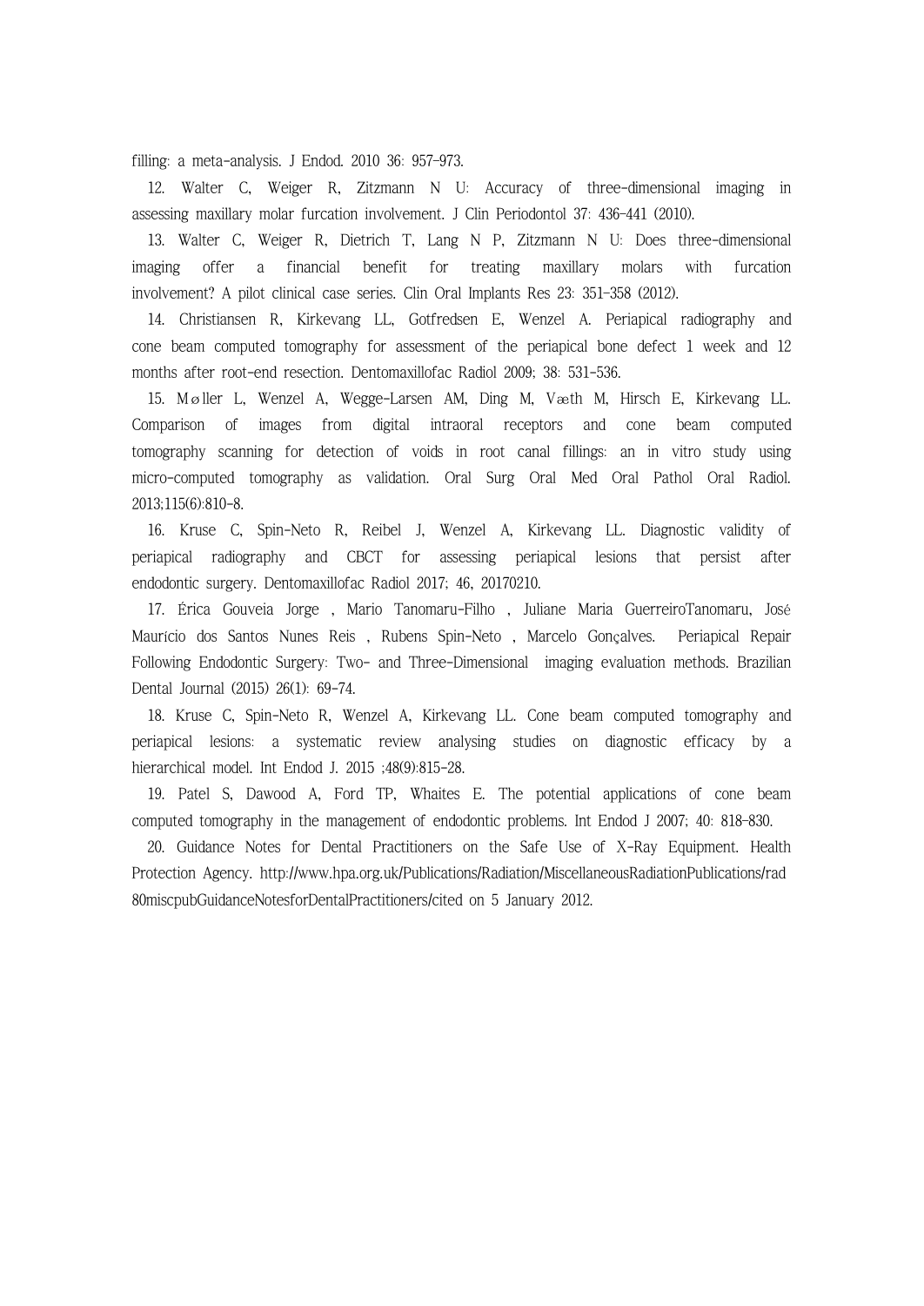filling: a meta-analysis. J Endod. 2010 36: 957-973.

12. Walter C, Weiger R, Zitzmann N U: Accuracy of three-dimensional imaging in assessing maxillary molar furcation involvement. J Clin Periodontol 37: 436-441 (2010).

13. Walter C, Weiger R, Dietrich T, Lang N P, Zitzmann N U: Does three-dimensional imaging offer a financial benefit for treating maxillary molars with furcation involvement? A pilot clinical case series. Clin Oral Implants Res 23: 351-358 (2012).

14. Christiansen R, Kirkevang LL, Gotfredsen E, Wenzel A. Periapical radiography and cone beam computed tomography for assessment of the periapical bone defect 1 week and 12 months after root-end resection. Dentomaxillofac Radiol 2009; 38: 531-536.

15. Møller L, Wenzel A, Wegge-Larsen AM, Ding M, Væth M, Hirsch E, Kirkevang LL. Comparison of images from digital intraoral receptors and cone beam computed tomography scanning for detection of voids in root canal fillings: an in vitro study using micro-computed tomography as validation. Oral Surg Oral Med Oral Pathol Oral Radiol. 2013;115(6):810-8.

16. Kruse C, Spin-Neto R, Reibel J, Wenzel A, Kirkevang LL. Diagnostic validity of periapical radiography and CBCT for assessing periapical lesions that persist after endodontic surgery. Dentomaxillofac Radiol 2017; 46, 20170210.

17. Érica Gouveia Jorge , Mario Tanomaru-Filho , Juliane Maria GuerreiroTanomaru, José Maurício dos Santos Nunes Reis , Rubens Spin-Neto , Marcelo Gonçalves. Periapical Repair Following Endodontic Surgery: Two- and Three-Dimensional imaging evaluation methods. Brazilian Dental Journal (2015) 26(1): 69-74.

18. Kruse C, Spin-Neto R, Wenzel A, Kirkevang LL. Cone beam computed tomography and periapical lesions: a systematic review analysing studies on diagnostic efficacy by a hierarchical model. Int Endod J. 2015 ;48(9):815-28.

19. Patel S, Dawood A, Ford TP, Whaites E. The potential applications of cone beam computed tomography in the management of endodontic problems. Int Endod J 2007; 40: 818-830.

20. Guidance Notes for Dental Practitioners on the Safe Use of X-Ray Equipment. Health Protection Agency. http://www.hpa.org.uk/Publications/Radiation/MiscellaneousRadiationPublications/rad80miscpubGuidanceNotesforDentalPractitioners/cited on 5 January 2012.